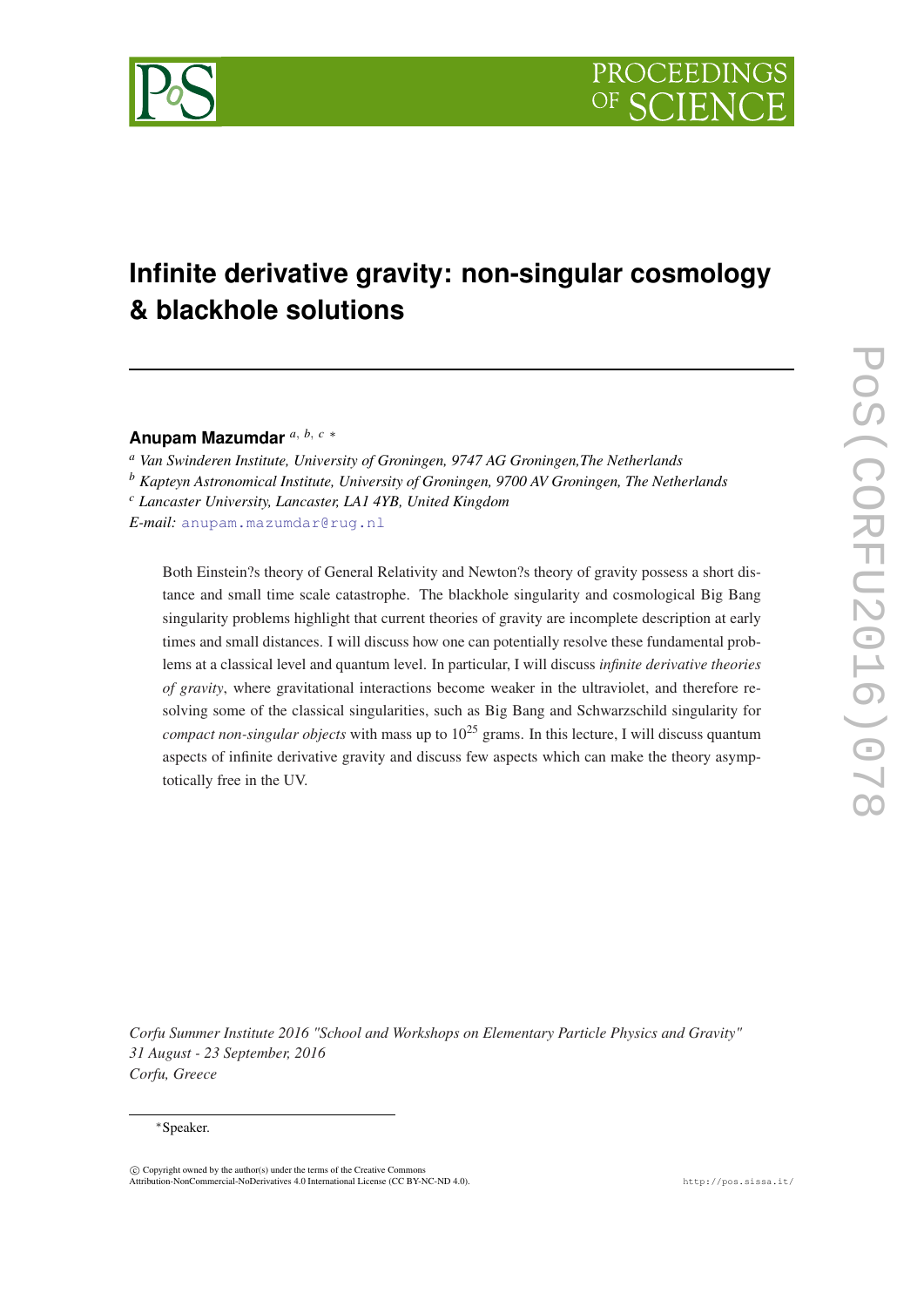# Infinite derivative gravity: non-singular cosmology & blackhole solutions

**Anupam Mazumdar** [a, b, c] *

[a] *Van Swinderen Institute, University of Groningen, 9747 AG Groningen,The Netherlands*
[b] *Kapteyn Astronomical Institute, University of Groningen, 9700 AV Groningen, The Netherlands*
[c] *Lancaster University, Lancaster, LA1 4YB, United Kingdom*
*E-mail:* anupam.mazumdar@rug.nl

Both Einstein?s theory of General Relativity and Newton?s theory of gravity possess a short distance and small time scale catastrophe. The blackhole singularity and cosmological Big Bang singularity problems highlight that current theories of gravity are incomplete description at early times and small distances. I will discuss how one can potentially resolve these fundamental problems at a classical level and quantum level. In particular, I will discuss *infinite derivative theories of gravity*, where gravitational interactions become weaker in the ultraviolet, and therefore resolving some of the classical singularities, such as Big Bang and Schwarzschild singularity for *compact non-singular objects* with mass up to $10^{25}$ grams. In this lecture, I will discuss quantum aspects of infinite derivative gravity and discuss few aspects which can make the theory asymptotically free in the UV.

*Corfu Summer Institute 2016 "School and Workshops on Elementary Particle Physics and Gravity"*
*31 August - 23 September, 2016*
*Corfu, Greece*

*Speaker.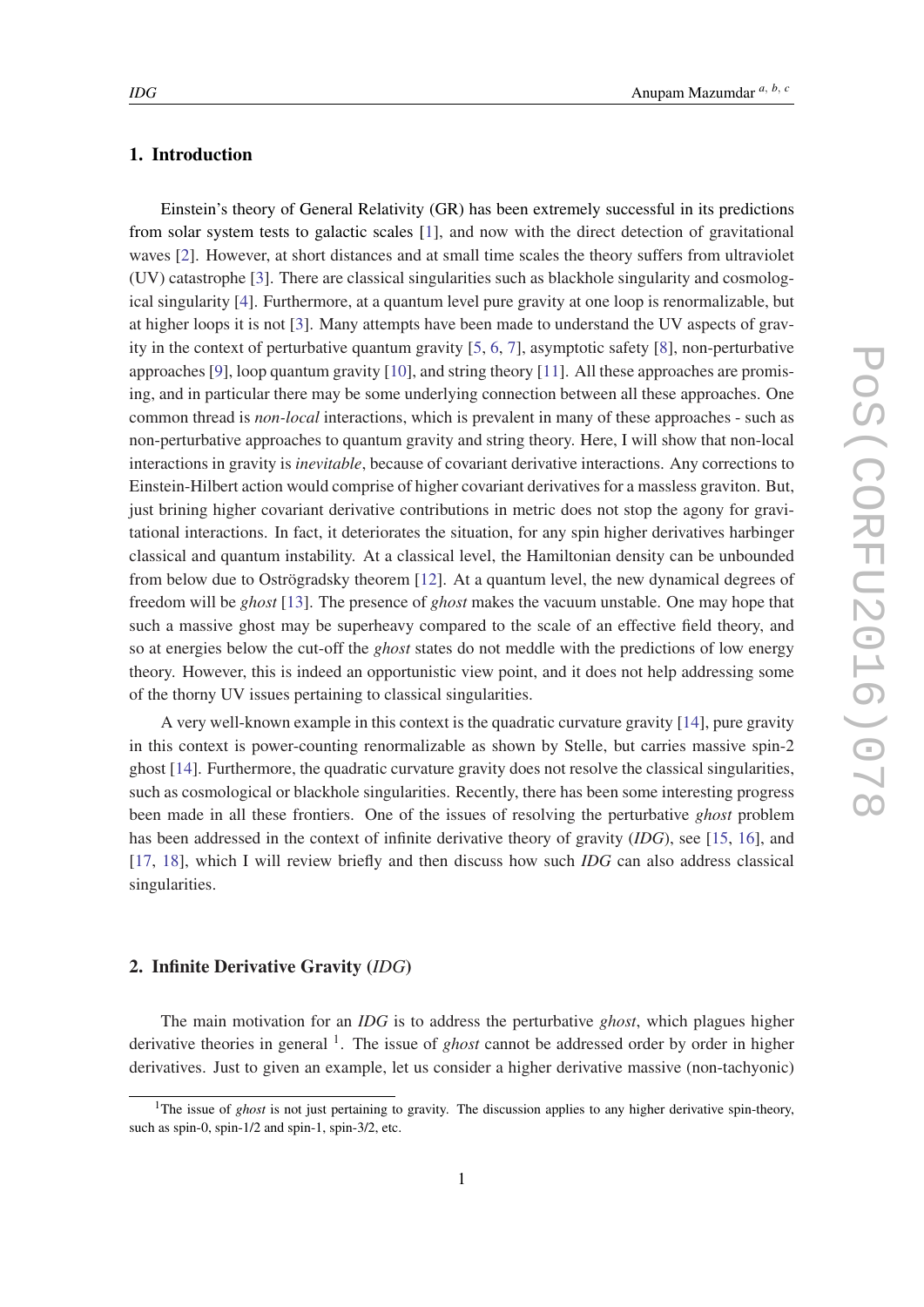## 1. Introduction

Einstein's theory of General Relativity (GR) has been extremely successful in its predictions from solar system tests to galactic scales [1], and now with the direct detection of gravitational waves [2]. However, at short distances and at small time scales the theory suffers from ultraviolet (UV) catastrophe [3]. There are classical singularities such as blackhole singularity and cosmological singularity [4]. Furthermore, at a quantum level pure gravity at one loop is renormalizable, but at higher loops it is not [3]. Many attempts have been made to understand the UV aspects of gravity in the context of perturbative quantum gravity [5, 6, 7], asymptotic safety [8], non-perturbative approaches [9], loop quantum gravity [10], and string theory [11]. All these approaches are promising, and in particular there may be some underlying connection between all these approaches. One common thread is *non-local* interactions, which is prevalent in many of these approaches - such as non-perturbative approaches to quantum gravity and string theory. Here, I will show that non-local interactions in gravity is *inevitable*, because of covariant derivative interactions. Any corrections to Einstein-Hilbert action would comprise of higher covariant derivatives for a massless graviton. But, just brining higher covariant derivative contributions in metric does not stop the agony for gravitational interactions. In fact, it deteriorates the situation, for any spin higher derivatives harbinger classical and quantum instability. At a classical level, the Hamiltonian density can be unbounded from below due to Oströgradsky theorem [12]. At a quantum level, the new dynamical degrees of freedom will be *ghost* [13]. The presence of *ghost* makes the vacuum unstable. One may hope that such a massive ghost may be superheavy compared to the scale of an effective field theory, and so at energies below the cut-off the *ghost* states do not meddle with the predictions of low energy theory. However, this is indeed an opportunistic view point, and it does not help addressing some of the thorny UV issues pertaining to classical singularities.

A very well-known example in this context is the quadratic curvature gravity [14], pure gravity in this context is power-counting renormalizable as shown by Stelle, but carries massive spin-2 ghost [14]. Furthermore, the quadratic curvature gravity does not resolve the classical singularities, such as cosmological or blackhole singularities. Recently, there has been some interesting progress been made in all these frontiers. One of the issues of resolving the perturbative *ghost* problem has been addressed in the context of infinite derivative theory of gravity (*IDG*), see [15, 16], and [17, 18], which I will review briefly and then discuss how such *IDG* can also address classical singularities.

## 2. Infinite Derivative Gravity (*IDG*)

The main motivation for an *IDG* is to address the perturbative *ghost*, which plagues higher derivative theories in general [1]. The issue of *ghost* cannot be addressed order by order in higher derivatives. Just to given an example, let us consider a higher derivative massive (non-tachyonic)

[1] The issue of *ghost* is not just pertaining to gravity. The discussion applies to any higher derivative spin-theory, such as spin-0, spin-1/2 and spin-1, spin-3/2, etc.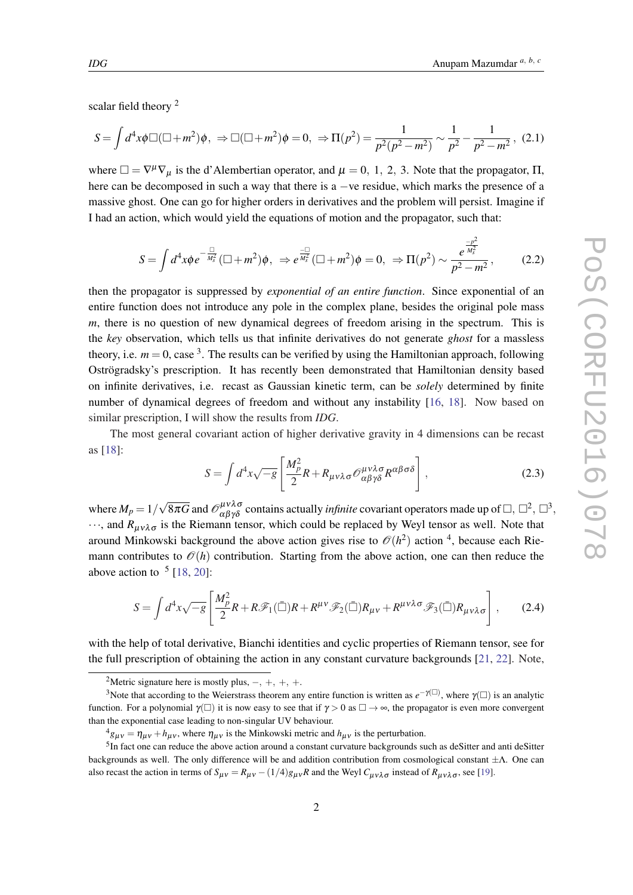scalar field theory [2]

$$S=\int d^4x\phi\Box(\Box+m^2)\phi,\ \Rightarrow\Box(\Box+m^2)\phi=0,\ \Rightarrow\Pi(p^2)=\frac{1}{p^2(p^2-m^2)}\sim\frac{1}{p^2}-\frac{1}{p^2-m^2}\,,\quad(2.1)$$

where $\Box=\nabla^\mu\nabla_\mu$ is the d'Alembertian operator, and $\mu=0,\ 1,\ 2,\ 3$. Note that the propagator, $\Pi$, here can be decomposed in such a way that there is a $-$ve residue, which marks the presence of a massive ghost. One can go for higher orders in derivatives and the problem will persist. Imagine if I had an action, which would yield the equations of motion and the propagator, such that:

$$S=\int d^4x\phi e^{-\frac{\Box}{M_s^2}}(\Box+m^2)\phi,\ \Rightarrow e^{\frac{-\Box}{M_s^2}}(\Box+m^2)\phi=0,\ \Rightarrow\Pi(p^2)\sim\frac{e^{\frac{-p^2}{M_s^2}}}{p^2-m^2}\,,\qquad(2.2)$$

then the propagator is suppressed by *exponential of an entire function*. Since exponential of an entire function does not introduce any pole in the complex plane, besides the original pole mass $m$, there is no question of new dynamical degrees of freedom arising in the spectrum. This is the *key* observation, which tells us that infinite derivatives do not generate *ghost* for a massless theory, i.e. $m=0$, case [3]. The results can be verified by using the Hamiltonian approach, following Oströgradsky's prescription. It has recently been demonstrated that Hamiltonian density based on infinite derivatives, i.e. recast as Gaussian kinetic term, can be *solely* determined by finite number of dynamical degrees of freedom and without any instability [16, 18]. Now based on similar prescription, I will show the results from *IDG*.

The most general covariant action of higher derivative gravity in 4 dimensions can be recast as [18]:

$$S=\int d^4x\sqrt{-g}\left[\frac{M_p^2}{2}R+R_{\mu\nu\lambda\sigma}\mathscr{O}^{\mu\nu\lambda\sigma}_{\alpha\beta\gamma\delta}R^{\alpha\beta\sigma\delta}\right],\qquad(2.3)$$

where $M_p=1/\sqrt{8\pi G}$ and $\mathscr{O}^{\mu\nu\lambda\sigma}_{\alpha\beta\gamma\delta}$ contains actually *infinite* covariant operators made up of $\Box$, $\Box^2$, $\Box^3$, $\cdots$, and $R_{\mu\nu\lambda\sigma}$ is the Riemann tensor, which could be replaced by Weyl tensor as well. Note that around Minkowski background the above action gives rise to $\mathscr{O}(h^2)$ action [4], because each Riemann contributes to $\mathscr{O}(h)$ contribution. Starting from the above action, one can then reduce the above action to [5] [18, 20]:

$$S=\int d^4x\sqrt{-g}\left[\frac{M_p^2}{2}R+R\mathscr{F}_1(\bar{\Box})R+R^{\mu\nu}\mathscr{F}_2(\bar{\Box})R_{\mu\nu}+R^{\mu\nu\lambda\sigma}\mathscr{F}_3(\bar{\Box})R_{\mu\nu\lambda\sigma}\right],\qquad(2.4)$$

with the help of total derivative, Bianchi identities and cyclic properties of Riemann tensor, see for the full prescription of obtaining the action in any constant curvature backgrounds [21, 22]. Note,

---

[2] Metric signature here is mostly plus, $-,\ +,\ +,\ +$.

[3] Note that according to the Weierstrass theorem any entire function is written as $e^{-\gamma(\Box)}$, where $\gamma(\Box)$ is an analytic function. For a polynomial $\gamma(\Box)$ it is now easy to see that if $\gamma>0$ as $\Box\rightarrow\infty$, the propagator is even more convergent than the exponential case leading to non-singular UV behaviour.

[4] $g_{\mu\nu}=\eta_{\mu\nu}+h_{\mu\nu}$, where $\eta_{\mu\nu}$ is the Minkowski metric and $h_{\mu\nu}$ is the perturbation.

[5] In fact one can reduce the above action around a constant curvature backgrounds such as deSitter and anti deSitter backgrounds as well. The only difference will be and addition contribution from cosmological constant $\pm\Lambda$. One can also recast the action in terms of $S_{\mu\nu}=R_{\mu\nu}-(1/4)g_{\mu\nu}R$ and the Weyl $C_{\mu\nu\lambda\sigma}$ instead of $R_{\mu\nu\lambda\sigma}$, see [19].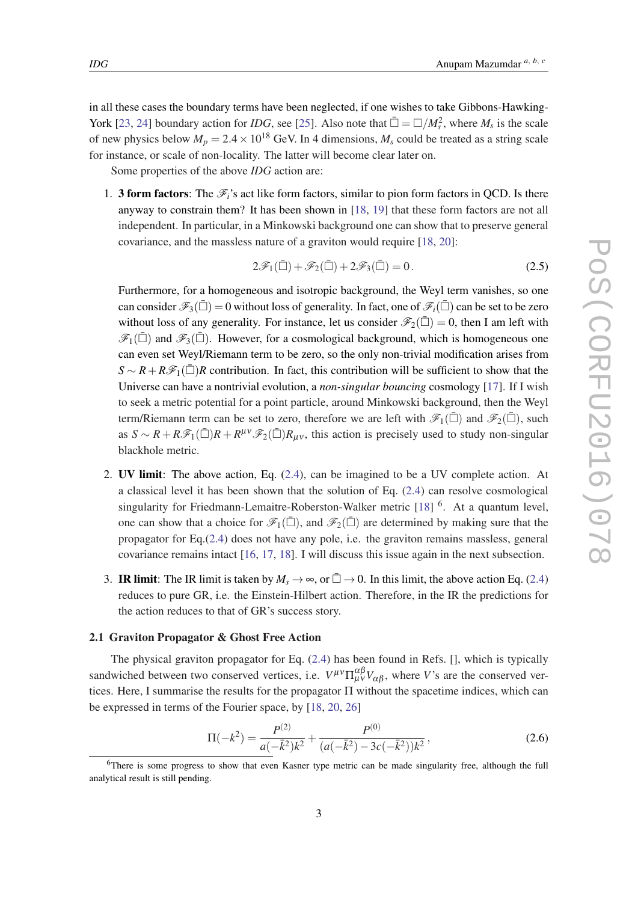in all these cases the boundary terms have been neglected, if one wishes to take Gibbons-Hawking-York [23, 24] boundary action for *IDG*, see [25]. Also note that $\bar{\Box} = \Box/M_s^2$, where $M_s$ is the scale of new physics below $M_p = 2.4\times 10^{18}$ GeV. In 4 dimensions, $M_s$ could be treated as a string scale for instance, or scale of non-locality. The latter will become clear later on.

Some properties of the above *IDG* action are:

1. **3 form factors**: The $\mathscr{F}_i$'s act like form factors, similar to pion form factors in QCD. Is there anyway to constrain them? It has been shown in [18, 19] that these form factors are not all independent. In particular, in a Minkowski background one can show that to preserve general covariance, and the massless nature of a graviton would require [18, 20]:

$$2\mathscr{F}_1(\bar{\Box}) + \mathscr{F}_2(\bar{\Box}) + 2\mathscr{F}_3(\bar{\Box}) = 0\,. \tag{2.5}$$

   Furthermore, for a homogeneous and isotropic background, the Weyl term vanishes, so one can consider $\mathscr{F}_3(\bar{\Box}) = 0$ without loss of generality. In fact, one of $\mathscr{F}_i(\bar{\Box})$ can be set to be zero without loss of any generality. For instance, let us consider $\mathscr{F}_2(\bar{\Box}) = 0$, then I am left with $\mathscr{F}_1(\bar{\Box})$ and $\mathscr{F}_3(\bar{\Box})$. However, for a cosmological background, which is homogeneous one can even set Weyl/Riemann term to be zero, so the only non-trivial modification arises from $S \sim R + R\mathscr{F}_1(\bar{\Box})R$ contribution. In fact, this contribution will be sufficient to show that the Universe can have a nontrivial evolution, a *non-singular bouncing* cosmology [17]. If I wish to seek a metric potential for a point particle, around Minkowski background, then the Weyl term/Riemann term can be set to zero, therefore we are left with $\mathscr{F}_1(\bar{\Box})$ and $\mathscr{F}_2(\bar{\Box})$, such as $S \sim R + R\mathscr{F}_1(\bar{\Box})R + R^{\mu\nu}\mathscr{F}_2(\bar{\Box})R_{\mu\nu}$, this action is precisely used to study non-singular blackhole metric.

2. **UV limit**: The above action, Eq. (2.4), can be imagined to be a UV complete action. At a classical level it has been shown that the solution of Eq. (2.4) can resolve cosmological singularity for Friedmann-Lemaitre-Roberston-Walker metric [18] [6]. At a quantum level, one can show that a choice for $\mathscr{F}_1(\bar{\Box})$, and $\mathscr{F}_2(\bar{\Box})$ are determined by making sure that the propagator for Eq.(2.4) does not have any pole, i.e. the graviton remains massless, general covariance remains intact [16, 17, 18]. I will discuss this issue again in the next subsection.

3. **IR limit**: The IR limit is taken by $M_s \to \infty$, or $\bar{\Box} \to 0$. In this limit, the above action Eq. (2.4) reduces to pure GR, i.e. the Einstein-Hilbert action. Therefore, in the IR the predictions for the action reduces to that of GR's success story.

### 2.1 Graviton Propagator & Ghost Free Action

The physical graviton propagator for Eq. (2.4) has been found in Refs. [], which is typically sandwiched between two conserved vertices, i.e. $V^{\mu\nu}\Pi_{\mu\nu}^{\alpha\beta}V_{\alpha\beta}$, where $V$'s are the conserved vertices. Here, I summarise the results for the propagator $\Pi$ without the spacetime indices, which can be expressed in terms of the Fourier space, by [18, 20, 26]

$$\Pi(-k^2) = \frac{P^{(2)}}{a(-\bar{k}^2)k^2} + \frac{P^{(0)}}{(a(-\bar{k}^2) - 3c(-\bar{k}^2))k^2}\,, \tag{2.6}$$

[6] There is some progress to show that even Kasner type metric can be made singularity free, although the full analytical result is still pending.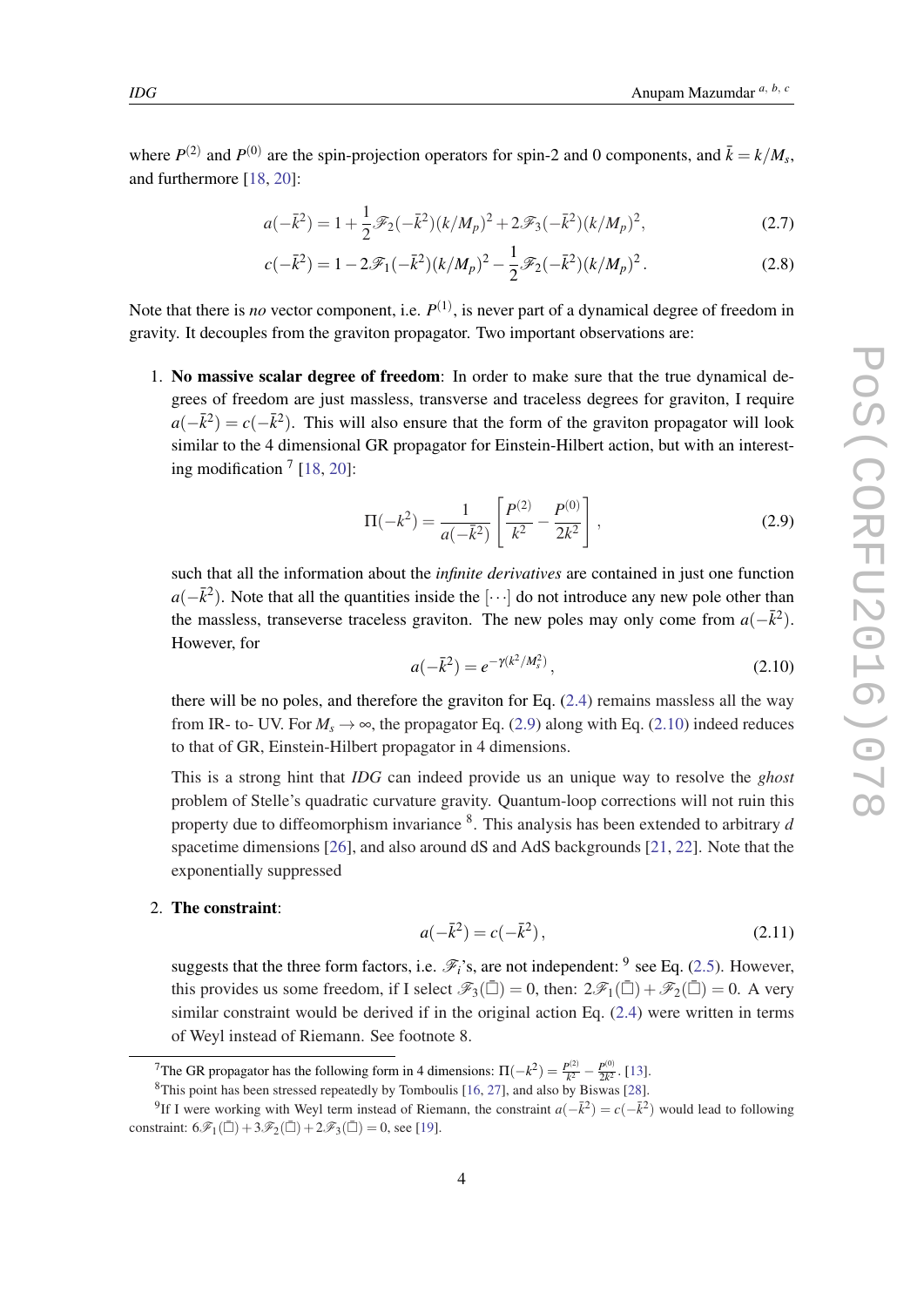where $P^{(2)}$ and $P^{(0)}$ are the spin-projection operators for spin-2 and 0 components, and $\bar{k} = k/M_s$, and furthermore [18, 20]:

$$a(-\bar{k}^2) = 1 + \frac{1}{2}\mathscr{F}_2(-\bar{k}^2)(k/M_p)^2 + 2\mathscr{F}_3(-\bar{k}^2)(k/M_p)^2, \tag{2.7}$$

$$c(-\bar{k}^2) = 1 - 2\mathscr{F}_1(-\bar{k}^2)(k/M_p)^2 - \frac{1}{2}\mathscr{F}_2(-\bar{k}^2)(k/M_p)^2\,. \tag{2.8}$$

Note that there is *no* vector component, i.e. $P^{(1)}$, is never part of a dynamical degree of freedom in gravity. It decouples from the graviton propagator. Two important observations are:

1. **No massive scalar degree of freedom**: In order to make sure that the true dynamical degrees of freedom are just massless, transverse and traceless degrees for graviton, I require $a(-\bar{k}^2) = c(-\bar{k}^2)$. This will also ensure that the form of the graviton propagator will look similar to the 4 dimensional GR propagator for Einstein-Hilbert action, but with an interesting modification [7] [18, 20]:

$$\Pi(-k^2) = \frac{1}{a(-\bar{k}^2)}\left[\frac{P^{(2)}}{k^2} - \frac{P^{(0)}}{2k^2}\right], \tag{2.9}$$

   such that all the information about the *infinite derivatives* are contained in just one function $a(-\bar{k}^2)$. Note that all the quantities inside the $[\cdots]$ do not introduce any new pole other than the massless, transeverse traceless graviton. The new poles may only come from $a(-\bar{k}^2)$. However, for

$$a(-\bar{k}^2) = e^{-\gamma(k^2/M_s^2)}\,, \tag{2.10}$$

   there will be no poles, and therefore the graviton for Eq. (2.4) remains massless all the way from IR- to- UV. For $M_s \to \infty$, the propagator Eq. (2.9) along with Eq. (2.10) indeed reduces to that of GR, Einstein-Hilbert propagator in 4 dimensions.

   This is a strong hint that *IDG* can indeed provide us an unique way to resolve the *ghost* problem of Stelle's quadratic curvature gravity. Quantum-loop corrections will not ruin this property due to diffeomorphism invariance [8]. This analysis has been extended to arbitrary $d$ spacetime dimensions [26], and also around dS and AdS backgrounds [21, 22]. Note that the exponentially suppressed

2. **The constraint**:

$$a(-\bar{k}^2) = c(-\bar{k}^2)\,, \tag{2.11}$$

   suggests that the three form factors, i.e. $\mathscr{F}_i$'s, are not independent: [9] see Eq. (2.5). However, this provides us some freedom, if I select $\mathscr{F}_3(\bar{\Box}) = 0$, then: $2\mathscr{F}_1(\bar{\Box}) + \mathscr{F}_2(\bar{\Box}) = 0$. A very similar constraint would be derived if in the original action Eq. (2.4) were written in terms of Weyl instead of Riemann. See footnote 8.

---

[7] The GR propagator has the following form in 4 dimensions: $\Pi(-k^2) = \frac{P^{(2)}}{k^2} - \frac{P^{(0)}}{2k^2}$. [13].

[8] This point has been stressed repeatedly by Tomboulis [16, 27], and also by Biswas [28].

[9] If I were working with Weyl term instead of Riemann, the constraint $a(-\bar{k}^2) = c(-\bar{k}^2)$ would lead to following constraint: $6\mathscr{F}_1(\bar{\Box}) + 3\mathscr{F}_2(\bar{\Box}) + 2\mathscr{F}_3(\bar{\Box}) = 0$, see [19].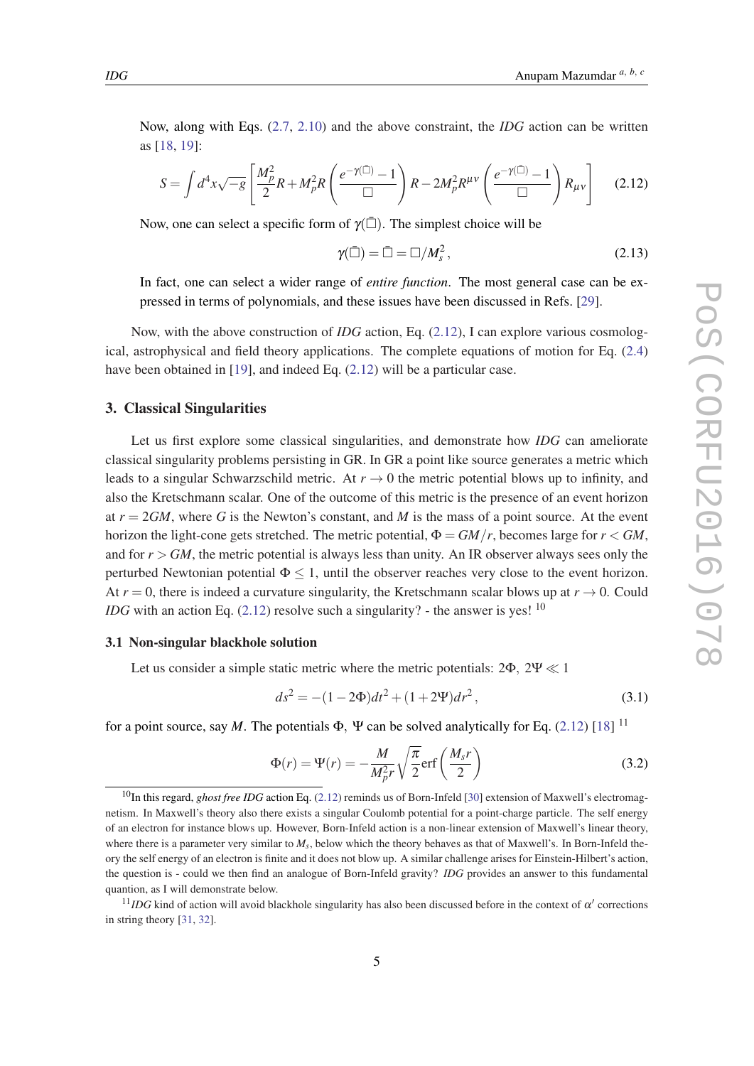Now, along with Eqs. (2.7, 2.10) and the above constraint, the *IDG* action can be written as [18, 19]:

$$S = \int d^4x\sqrt{-g}\left[\frac{M_p^2}{2}R + M_p^2 R\left(\frac{e^{-\gamma(\bar{\Box})}-1}{\Box}\right)R - 2M_p^2 R^{\mu\nu}\left(\frac{e^{-\gamma(\bar{\Box})}-1}{\Box}\right)R_{\mu\nu}\right] \tag{2.12}$$

Now, one can select a specific form of $\gamma(\bar{\Box})$. The simplest choice will be

$$\gamma(\bar{\Box}) = \bar{\Box} = \Box/M_s^2\,, \tag{2.13}$$

In fact, one can select a wider range of *entire function*. The most general case can be expressed in terms of polynomials, and these issues have been discussed in Refs. [29].

Now, with the above construction of *IDG* action, Eq. (2.12), I can explore various cosmological, astrophysical and field theory applications. The complete equations of motion for Eq. (2.4) have been obtained in [19], and indeed Eq. (2.12) will be a particular case.

## 3. Classical Singularities

Let us first explore some classical singularities, and demonstrate how *IDG* can ameliorate classical singularity problems persisting in GR. In GR a point like source generates a metric which leads to a singular Schwarzschild metric. At $r\to 0$ the metric potential blows up to infinity, and also the Kretschmann scalar. One of the outcome of this metric is the presence of an event horizon at $r = 2GM$, where $G$ is the Newton's constant, and $M$ is the mass of a point source. At the event horizon the light-cone gets stretched. The metric potential, $\Phi = GM/r$, becomes large for $r < GM$, and for $r > GM$, the metric potential is always less than unity. An IR observer always sees only the perturbed Newtonian potential $\Phi \leq 1$, until the observer reaches very close to the event horizon. At $r = 0$, there is indeed a curvature singularity, the Kretschmann scalar blows up at $r\to 0$. Could *IDG* with an action Eq. (2.12) resolve such a singularity? - the answer is yes! [10]

### 3.1 Non-singular blackhole solution

Let us consider a simple static metric where the metric potentials: $2\Phi,\ 2\Psi \ll 1$

$$ds^2 = -(1-2\Phi)dt^2 + (1+2\Psi)dr^2\,, \tag{3.1}$$

for a point source, say $M$. The potentials $\Phi,\ \Psi$ can be solved analytically for Eq. (2.12) [18] [11]

$$\Phi(r) = \Psi(r) = -\frac{M}{M_p^2 r}\sqrt{\frac{\pi}{2}}\mathrm{erf}\left(\frac{M_s r}{2}\right) \tag{3.2}$$

---

[10] In this regard, *ghost free IDG* action Eq. (2.12) reminds us of Born-Infeld [30] extension of Maxwell's electromagnetism. In Maxwell's theory also there exists a singular Coulomb potential for a point-charge particle. The self energy of an electron for instance blows up. However, Born-Infeld action is a non-linear extension of Maxwell's linear theory, where there is a parameter very similar to $M_s$, below which the theory behaves as that of Maxwell's. In Born-Infeld theory the self energy of an electron is finite and it does not blow up. A similar challenge arises for Einstein-Hilbert's action, the question is - could we then find an analogue of Born-Infeld gravity? *IDG* provides an answer to this fundamental quantion, as I will demonstrate below.

[11] *IDG* kind of action will avoid blackhole singularity has also been discussed before in the context of $\alpha'$ corrections in string theory [31, 32].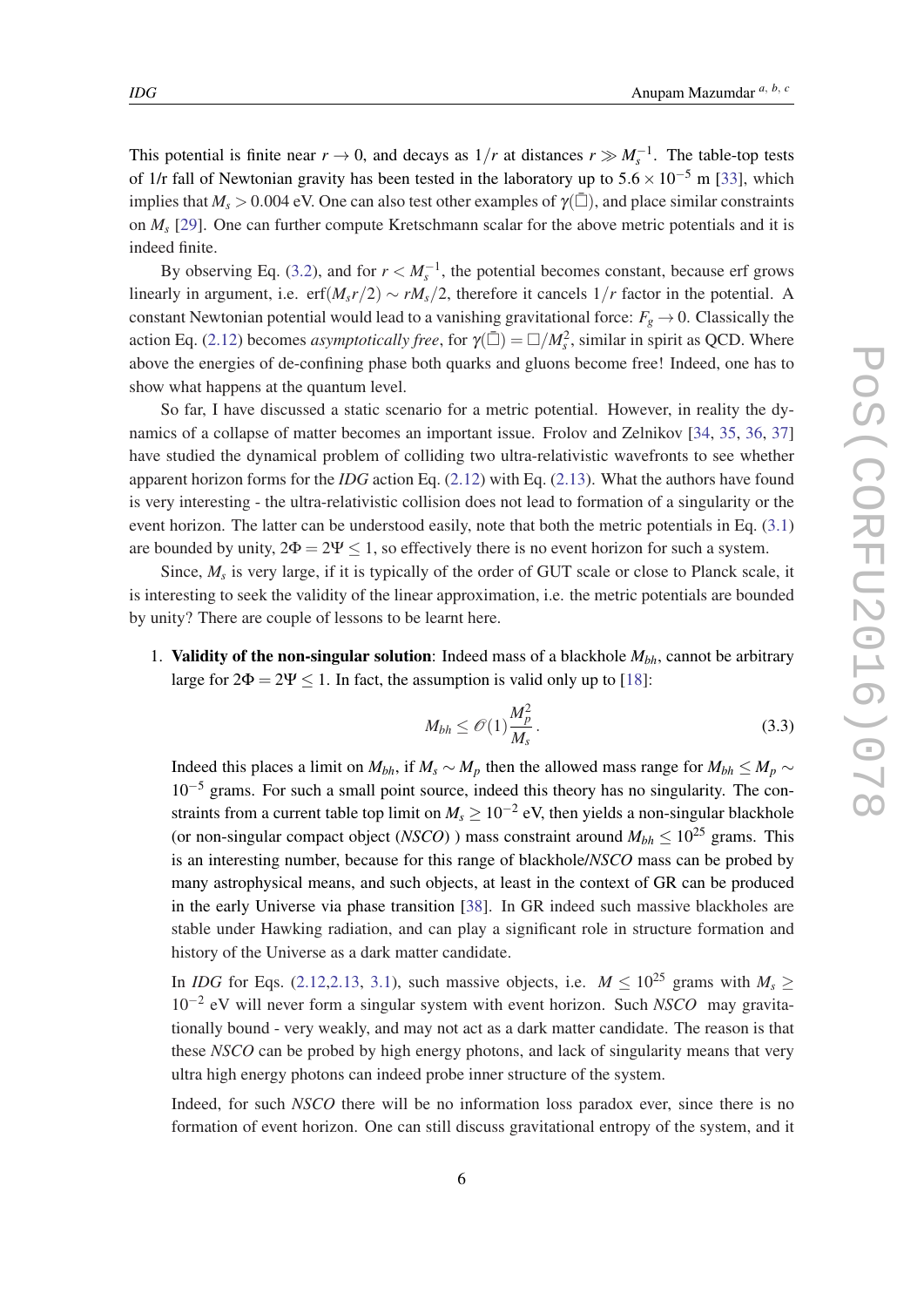This potential is finite near $r \to 0$, and decays as $1/r$ at distances $r \gg M_s^{-1}$. The table-top tests of 1/r fall of Newtonian gravity has been tested in the laboratory up to $5.6 \times 10^{-5}$ m [33], which implies that $M_s > 0.004$ eV. One can also test other examples of $\gamma(\bar{\Box})$, and place similar constraints on $M_s$ [29]. One can further compute Kretschmann scalar for the above metric potentials and it is indeed finite.

By observing Eq. (3.2), and for $r < M_s^{-1}$, the potential becomes constant, because erf grows linearly in argument, i.e. $\mathrm{erf}(M_s r/2) \sim r M_s/2$, therefore it cancels $1/r$ factor in the potential. A constant Newtonian potential would lead to a vanishing gravitational force: $F_g \to 0$. Classically the action Eq. (2.12) becomes *asymptotically free*, for $\gamma(\bar{\Box}) = \Box/M_s^2$, similar in spirit as QCD. Where above the energies of de-confining phase both quarks and gluons become free! Indeed, one has to show what happens at the quantum level.

So far, I have discussed a static scenario for a metric potential. However, in reality the dynamics of a collapse of matter becomes an important issue. Frolov and Zelnikov [34, 35, 36, 37] have studied the dynamical problem of colliding two ultra-relativistic wavefronts to see whether apparent horizon forms for the *IDG* action Eq. (2.12) with Eq. (2.13). What the authors have found is very interesting - the ultra-relativistic collision does not lead to formation of a singularity or the event horizon. The latter can be understood easily, note that both the metric potentials in Eq. (3.1) are bounded by unity, $2\Phi = 2\Psi \leq 1$, so effectively there is no event horizon for such a system.

Since, $M_s$ is very large, if it is typically of the order of GUT scale or close to Planck scale, it is interesting to seek the validity of the linear approximation, i.e. the metric potentials are bounded by unity? There are couple of lessons to be learnt here.

1. **Validity of the non-singular solution**: Indeed mass of a blackhole $M_{bh}$, cannot be arbitrary large for $2\Phi = 2\Psi \leq 1$. In fact, the assumption is valid only up to [18]:

$$M_{bh} \leq \mathscr{O}(1)\frac{M_p^2}{M_s}\,. \tag{3.3}$$

   Indeed this places a limit on $M_{bh}$, if $M_s \sim M_p$ then the allowed mass range for $M_{bh} \leq M_p \sim 10^{-5}$ grams. For such a small point source, indeed this theory has no singularity. The constraints from a current table top limit on $M_s \geq 10^{-2}$ eV, then yields a non-singular blackhole (or non-singular compact object (*NSCO*) ) mass constraint around $M_{bh} \leq 10^{25}$ grams. This is an interesting number, because for this range of blackhole/*NSCO* mass can be probed by many astrophysical means, and such objects, at least in the context of GR can be produced in the early Universe via phase transition [38]. In GR indeed such massive blackholes are stable under Hawking radiation, and can play a significant role in structure formation and history of the Universe as a dark matter candidate.

   In *IDG* for Eqs. (2.12,2.13, 3.1), such massive objects, i.e. $M \leq 10^{25}$ grams with $M_s \geq 10^{-2}$ eV will never form a singular system with event horizon. Such *NSCO* may gravitationally bound - very weakly, and may not act as a dark matter candidate. The reason is that these *NSCO* can be probed by high energy photons, and lack of singularity means that very ultra high energy photons can indeed probe inner structure of the system.

   Indeed, for such *NSCO* there will be no information loss paradox ever, since there is no formation of event horizon. One can still discuss gravitational entropy of the system, and it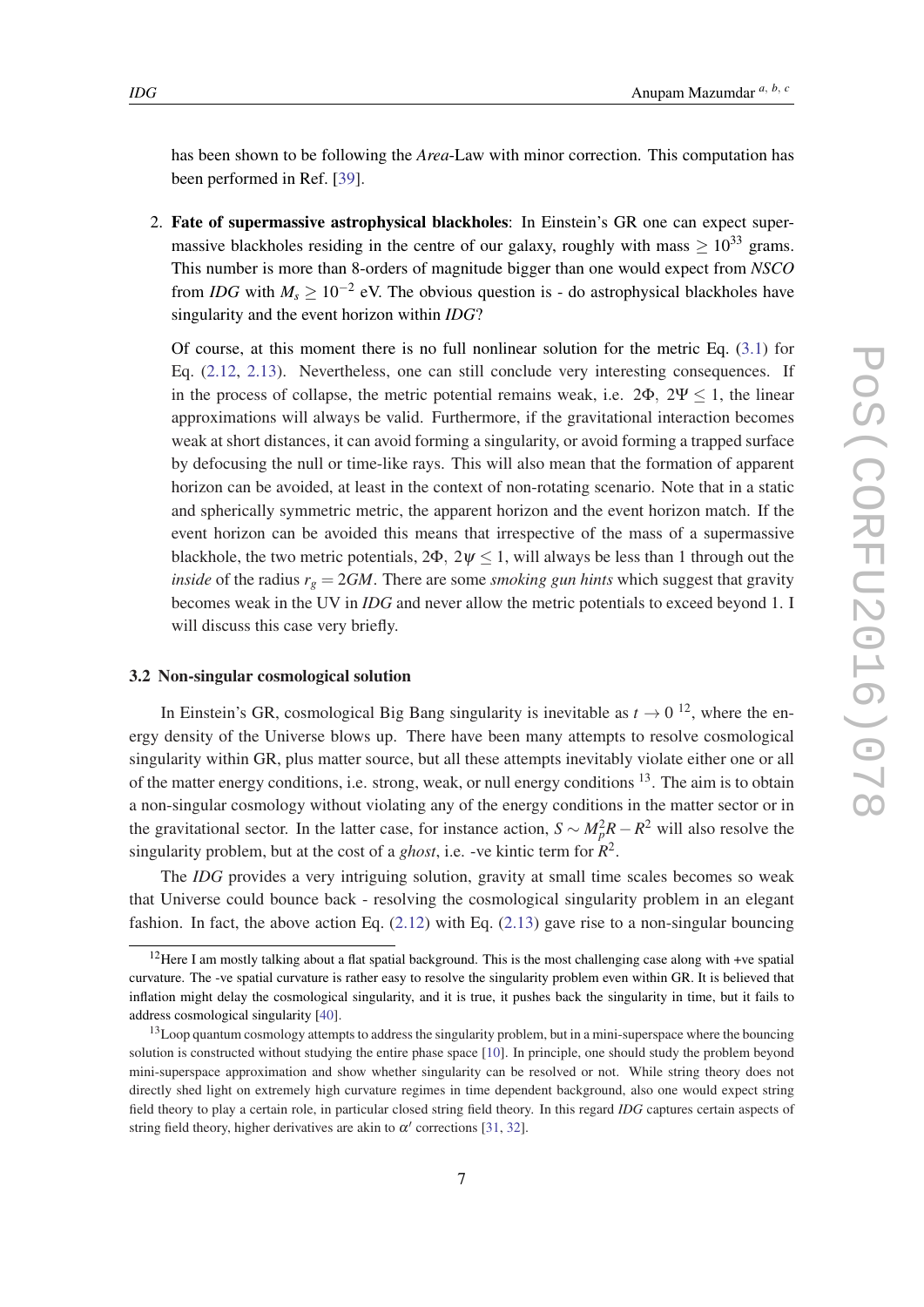has been shown to be following the *Area*-Law with minor correction. This computation has been performed in Ref. [39].

2. **Fate of supermassive astrophysical blackholes**: In Einstein's GR one can expect supermassive blackholes residing in the centre of our galaxy, roughly with mass $\geq 10^{33}$ grams. This number is more than 8-orders of magnitude bigger than one would expect from *NSCO* from *IDG* with $M_s \geq 10^{-2}$ eV. The obvious question is - do astrophysical blackholes have singularity and the event horizon within *IDG*?

   Of course, at this moment there is no full nonlinear solution for the metric Eq. (3.1) for Eq. (2.12, 2.13). Nevertheless, one can still conclude very interesting consequences. If in the process of collapse, the metric potential remains weak, i.e. $2\Phi,\ 2\Psi \leq 1$, the linear approximations will always be valid. Furthermore, if the gravitational interaction becomes weak at short distances, it can avoid forming a singularity, or avoid forming a trapped surface by defocusing the null or time-like rays. This will also mean that the formation of apparent horizon can be avoided, at least in the context of non-rotating scenario. Note that in a static and spherically symmetric metric, the apparent horizon and the event horizon match. If the event horizon can be avoided this means that irrespective of the mass of a supermassive blackhole, the two metric potentials, $2\Phi,\ 2\psi \leq 1$, will always be less than 1 through out the *inside* of the radius $r_g = 2GM$. There are some *smoking gun hints* which suggest that gravity becomes weak in the UV in *IDG* and never allow the metric potentials to exceed beyond 1. I will discuss this case very briefly.

### 3.2 Non-singular cosmological solution

In Einstein's GR, cosmological Big Bang singularity is inevitable as $t \to 0$ [12], where the energy density of the Universe blows up. There have been many attempts to resolve cosmological singularity within GR, plus matter source, but all these attempts inevitably violate either one or all of the matter energy conditions, i.e. strong, weak, or null energy conditions [13]. The aim is to obtain a non-singular cosmology without violating any of the energy conditions in the matter sector or in the gravitational sector. In the latter case, for instance action, $S \sim M_p^2 R - R^2$ will also resolve the singularity problem, but at the cost of a *ghost*, i.e. -ve kintic term for $R^2$.

The *IDG* provides a very intriguing solution, gravity at small time scales becomes so weak that Universe could bounce back - resolving the cosmological singularity problem in an elegant fashion. In fact, the above action Eq. (2.12) with Eq. (2.13) gave rise to a non-singular bouncing

---

[12] Here I am mostly talking about a flat spatial background. This is the most challenging case along with +ve spatial curvature. The -ve spatial curvature is rather easy to resolve the singularity problem even within GR. It is believed that inflation might delay the cosmological singularity, and it is true, it pushes back the singularity in time, but it fails to address cosmological singularity [40].

[13] Loop quantum cosmology attempts to address the singularity problem, but in a mini-superspace where the bouncing solution is constructed without studying the entire phase space [10]. In principle, one should study the problem beyond mini-superspace approximation and show whether singularity can be resolved or not. While string theory does not directly shed light on extremely high curvature regimes in time dependent background, also one would expect string field theory to play a certain role, in particular closed string field theory. In this regard *IDG* captures certain aspects of string field theory, higher derivatives are akin to $\alpha'$ corrections [31, 32].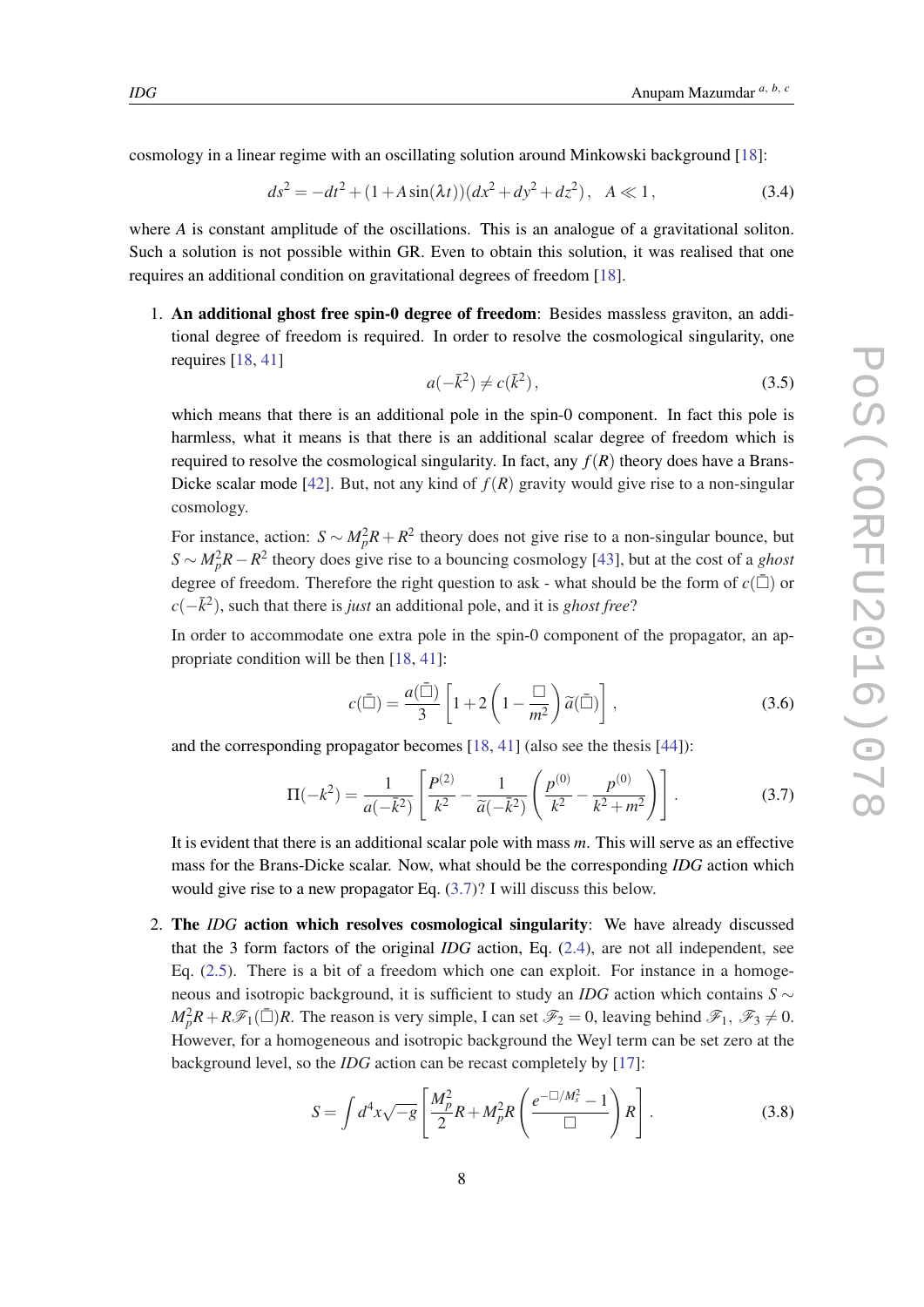cosmology in a linear regime with an oscillating solution around Minkowski background [18]:

$$ds^2 = -dt^2 + (1 + A\sin(\lambda t))(dx^2 + dy^2 + dz^2)\,, \quad A \ll 1\,, \tag{3.4}$$

where $A$ is constant amplitude of the oscillations. This is an analogue of a gravitational soliton. Such a solution is not possible within GR. Even to obtain this solution, it was realised that one requires an additional condition on gravitational degrees of freedom [18].

1. **An additional ghost free spin-0 degree of freedom**: Besides massless graviton, an additional degree of freedom is required. In order to resolve the cosmological singularity, one requires [18, 41]

   $$a(-\bar{k}^2) \neq c(\bar{k}^2)\,, \tag{3.5}$$

   which means that there is an additional pole in the spin-0 component. In fact this pole is harmless, what it means is that there is an additional scalar degree of freedom which is required to resolve the cosmological singularity. In fact, any $f(R)$ theory does have a Brans-Dicke scalar mode [42]. But, not any kind of $f(R)$ gravity would give rise to a non-singular cosmology.

   For instance, action: $S \sim M_p^2 R + R^2$ theory does not give rise to a non-singular bounce, but $S \sim M_p^2 R - R^2$ theory does give rise to a bouncing cosmology [43], but at the cost of a *ghost* degree of freedom. Therefore the right question to ask - what should be the form of $c(\bar{\Box})$ or $c(-\bar{k}^2)$, such that there is *just* an additional pole, and it is *ghost free*?

   In order to accommodate one extra pole in the spin-0 component of the propagator, an appropriate condition will be then [18, 41]:

   $$c(\bar{\Box}) = \frac{a(\bar{\Box})}{3}\left[1 + 2\left(1 - \frac{\Box}{m^2}\right)\tilde{a}(\bar{\Box})\right]\,, \tag{3.6}$$

   and the corresponding propagator becomes [18, 41] (also see the thesis [44]):

   $$\Pi(-k^2) = \frac{1}{a(-\bar{k}^2)}\left[\frac{P^{(2)}}{k^2} - \frac{1}{\tilde{a}(-\bar{k}^2)}\left(\frac{p^{(0)}}{k^2} - \frac{p^{(0)}}{k^2 + m^2}\right)\right]\,. \tag{3.7}$$

   It is evident that there is an additional scalar pole with mass $m$. This will serve as an effective mass for the Brans-Dicke scalar. Now, what should be the corresponding *IDG* action which would give rise to a new propagator Eq. (3.7)? I will discuss this below.

2. **The *IDG* action which resolves cosmological singularity**: We have already discussed that the 3 form factors of the original *IDG* action, Eq. (2.4), are not all independent, see Eq. (2.5). There is a bit of a freedom which one can exploit. For instance in a homogeneous and isotropic background, it is sufficient to study an *IDG* action which contains $S \sim M_p^2 R + R\mathscr{F}_1(\bar{\Box})R$. The reason is very simple, I can set $\mathscr{F}_2 = 0$, leaving behind $\mathscr{F}_1$, $\mathscr{F}_3 \neq 0$. However, for a homogeneous and isotropic background the Weyl term can be set zero at the background level, so the *IDG* action can be recast completely by [17]:

   $$S = \int d^4x\sqrt{-g}\left[\frac{M_p^2}{2}R + M_p^2 R\left(\frac{e^{-\Box/M_s^2} - 1}{\Box}\right)R\right]\,. \tag{3.8}$$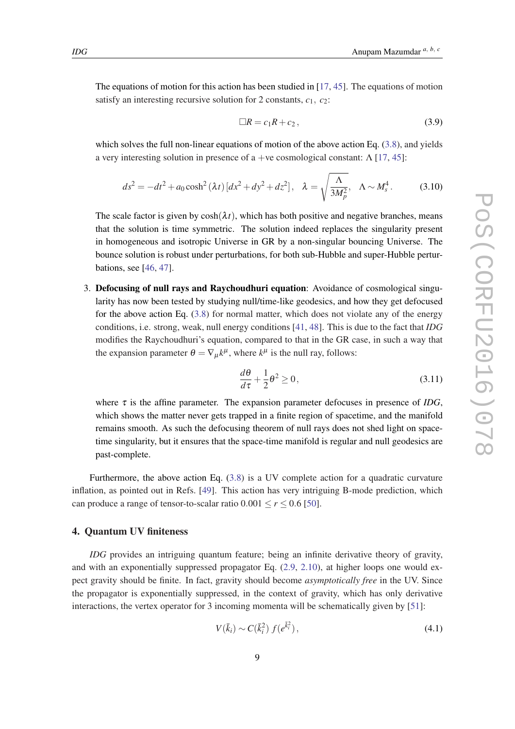The equations of motion for this action has been studied in [17, 45]. The equations of motion satisfy an interesting recursive solution for 2 constants, $c_1,\ c_2$:

$$\Box R = c_1 R + c_2 \,, \tag{3.9}$$

which solves the full non-linear equations of motion of the above action Eq. (3.8), and yields a very interesting solution in presence of a +ve cosmological constant: $\Lambda$ [17, 45]:

$$ds^2 = -dt^2 + a_0 \cosh^2(\lambda t)\,[dx^2 + dy^2 + dz^2]\,, \quad \lambda = \sqrt{\frac{\Lambda}{3M_p^2}}\,, \quad \Lambda \sim M_s^4\,. \tag{3.10}$$

The scale factor is given by $\cosh(\lambda t)$, which has both positive and negative branches, means that the solution is time symmetric. The solution indeed replaces the singularity present in homogeneous and isotropic Universe in GR by a non-singular bouncing Universe. The bounce solution is robust under perturbations, for both sub-Hubble and super-Hubble perturbations, see [46, 47].

3. **Defocusing of null rays and Raychoudhuri equation**: Avoidance of cosmological singularity has now been tested by studying null/time-like geodesics, and how they get defocused for the above action Eq. (3.8) for normal matter, which does not violate any of the energy conditions, i.e. strong, weak, null energy conditions [41, 48]. This is due to the fact that *IDG* modifies the Raychoudhuri's equation, compared to that in the GR case, in such a way that the expansion parameter $\theta = \nabla_\mu k^\mu$, where $k^\mu$ is the null ray, follows:

$$\frac{d\theta}{d\tau} + \frac{1}{2}\theta^2 \geq 0\,, \tag{3.11}$$

where $\tau$ is the affine parameter. The expansion parameter defocuses in presence of *IDG*, which shows the matter never gets trapped in a finite region of spacetime, and the manifold remains smooth. As such the defocusing theorem of null rays does not shed light on space-time singularity, but it ensures that the space-time manifold is regular and null geodesics are past-complete.

Furthermore, the above action Eq. (3.8) is a UV complete action for a quadratic curvature inflation, as pointed out in Refs. [49]. This action has very intriguing B-mode prediction, which can produce a range of tensor-to-scalar ratio $0.001 \leq r \leq 0.6$ [50].

## 4. Quantum UV finiteness

*IDG* provides an intriguing quantum feature; being an infinite derivative theory of gravity, and with an exponentially suppressed propagator Eq. (2.9, 2.10), at higher loops one would expect gravity should be finite. In fact, gravity should become *asymptotically free* in the UV. Since the propagator is exponentially suppressed, in the context of gravity, which has only derivative interactions, the vertex operator for 3 incoming momenta will be schematically given by [51]:

$$V(\bar{k}_i) \sim C(\bar{k}_i^2)\, f(e^{\bar{k}_i^2})\,, \tag{4.1}$$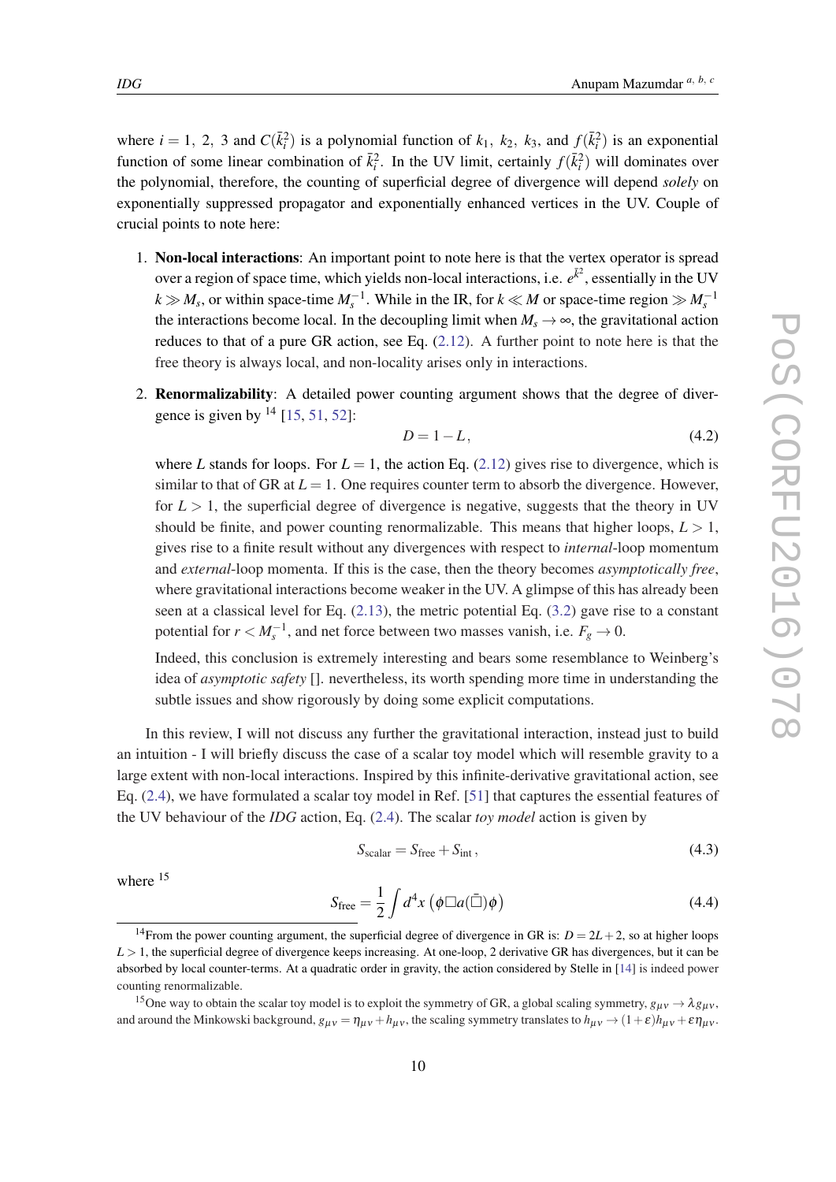where $i = 1,\ 2,\ 3$ and $C(\bar{k}_i^2)$ is a polynomial function of $k_1,\ k_2,\ k_3$, and $f(\bar{k}_i^2)$ is an exponential function of some linear combination of $\bar{k}_i^2$. In the UV limit, certainly $f(\bar{k}_i^2)$ will dominates over the polynomial, therefore, the counting of superficial degree of divergence will depend *solely* on exponentially suppressed propagator and exponentially enhanced vertices in the UV. Couple of crucial points to note here:

1. **Non-local interactions**: An important point to note here is that the vertex operator is spread over a region of space time, which yields non-local interactions, i.e. $e^{\bar{k}^2}$, essentially in the UV $k \gg M_s$, or within space-time $M_s^{-1}$. While in the IR, for $k \ll M$ or space-time region $\gg M_s^{-1}$ the interactions become local. In the decoupling limit when $M_s \to \infty$, the gravitational action reduces to that of a pure GR action, see Eq. (2.12). A further point to note here is that the free theory is always local, and non-locality arises only in interactions.

2. **Renormalizability**: A detailed power counting argument shows that the degree of divergence is given by [14] [15, 51, 52]:
$$D = 1 - L, \tag{4.2}$$
where $L$ stands for loops. For $L = 1$, the action Eq. (2.12) gives rise to divergence, which is similar to that of GR at $L = 1$. One requires counter term to absorb the divergence. However, for $L > 1$, the superficial degree of divergence is negative, suggests that the theory in UV should be finite, and power counting renormalizable. This means that higher loops, $L > 1$, gives rise to a finite result without any divergences with respect to *internal*-loop momentum and *external*-loop momenta. If this is the case, then the theory becomes *asymptotically free*, where gravitational interactions become weaker in the UV. A glimpse of this has already been seen at a classical level for Eq. (2.13), the metric potential Eq. (3.2) gave rise to a constant potential for $r < M_s^{-1}$, and net force between two masses vanish, i.e. $F_g \to 0$.

   Indeed, this conclusion is extremely interesting and bears some resemblance to Weinberg's idea of *asymptotic safety* []. nevertheless, its worth spending more time in understanding the subtle issues and show rigorously by doing some explicit computations.

In this review, I will not discuss any further the gravitational interaction, instead just to build an intuition - I will briefly discuss the case of a scalar toy model which will resemble gravity to a large extent with non-local interactions. Inspired by this infinite-derivative gravitational action, see Eq. (2.4), we have formulated a scalar toy model in Ref. [51] that captures the essential features of the UV behaviour of the *IDG* action, Eq. (2.4). The scalar *toy model* action is given by
$$S_{\text{scalar}} = S_{\text{free}} + S_{\text{int}}\,, \tag{4.3}$$
where [15]
$$S_{\text{free}} = \frac{1}{2}\int d^4x \left(\phi \Box a(\bar{\Box})\phi\right) \tag{4.4}$$

[14] From the power counting argument, the superficial degree of divergence in GR is: $D = 2L + 2$, so at higher loops $L > 1$, the superficial degree of divergence keeps increasing. At one-loop, 2 derivative GR has divergences, but it can be absorbed by local counter-terms. At a quadratic order in gravity, the action considered by Stelle in [14] is indeed power counting renormalizable.

[15] One way to obtain the scalar toy model is to exploit the symmetry of GR, a global scaling symmetry, $g_{\mu\nu} \to \lambda g_{\mu\nu}$, and around the Minkowski background, $g_{\mu\nu} = \eta_{\mu\nu} + h_{\mu\nu}$, the scaling symmetry translates to $h_{\mu\nu} \to (1+\varepsilon)h_{\mu\nu} + \varepsilon\eta_{\mu\nu}$.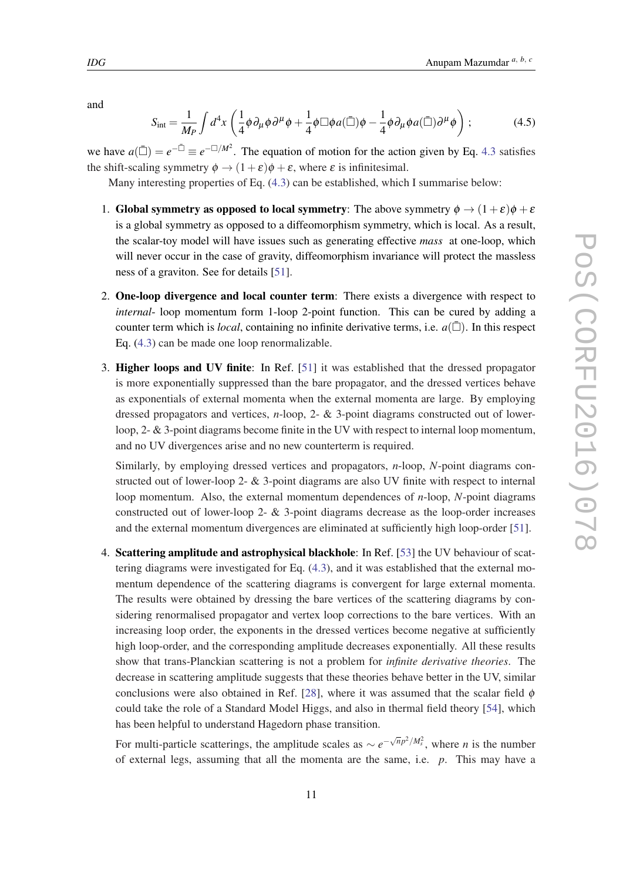and

$$S_{\rm int} = \frac{1}{M_P}\int d^4x\left(\frac{1}{4}\phi\partial_\mu\phi\partial^\mu\phi + \frac{1}{4}\phi\Box\phi a(\bar{\Box})\phi - \frac{1}{4}\phi\partial_\mu\phi a(\bar{\Box})\partial^\mu\phi\right); \tag{4.5}$$

we have $a(\bar{\Box}) = e^{-\bar{\Box}} \equiv e^{-\Box/M^2}$. The equation of motion for the action given by Eq. 4.3 satisfies the shift-scaling symmetry $\phi \to (1+\varepsilon)\phi + \varepsilon$, where $\varepsilon$ is infinitesimal.

Many interesting properties of Eq. (4.3) can be established, which I summarise below:

1. **Global symmetry as opposed to local symmetry**: The above symmetry $\phi \to (1+\varepsilon)\phi + \varepsilon$ is a global symmetry as opposed to a diffeomorphism symmetry, which is local. As a result, the scalar-toy model will have issues such as generating effective *mass* at one-loop, which will never occur in the case of gravity, diffeomorphism invariance will protect the massless ness of a graviton. See for details [51].

2. **One-loop divergence and local counter term**: There exists a divergence with respect to *internal*- loop momentum form 1-loop 2-point function. This can be cured by adding a counter term which is *local*, containing no infinite derivative terms, i.e. $a(\bar{\Box})$. In this respect Eq. (4.3) can be made one loop renormalizable.

3. **Higher loops and UV finite**: In Ref. [51] it was established that the dressed propagator is more exponentially suppressed than the bare propagator, and the dressed vertices behave as exponentials of external momenta when the external momenta are large. By employing dressed propagators and vertices, $n$-loop, 2- & 3-point diagrams constructed out of lower-loop, 2- & 3-point diagrams become finite in the UV with respect to internal loop momentum, and no UV divergences arise and no new counterterm is required.

   Similarly, by employing dressed vertices and propagators, $n$-loop, $N$-point diagrams constructed out of lower-loop 2- & 3-point diagrams are also UV finite with respect to internal loop momentum. Also, the external momentum dependences of $n$-loop, $N$-point diagrams constructed out of lower-loop 2- & 3-point diagrams decrease as the loop-order increases and the external momentum divergences are eliminated at sufficiently high loop-order [51].

4. **Scattering amplitude and astrophysical blackhole**: In Ref. [53] the UV behaviour of scattering diagrams were investigated for Eq. (4.3), and it was established that the external momentum dependence of the scattering diagrams is convergent for large external momenta. The results were obtained by dressing the bare vertices of the scattering diagrams by considering renormalised propagator and vertex loop corrections to the bare vertices. With an increasing loop order, the exponents in the dressed vertices become negative at sufficiently high loop-order, and the corresponding amplitude decreases exponentially. All these results show that trans-Planckian scattering is not a problem for *infinite derivative theories*. The decrease in scattering amplitude suggests that these theories behave better in the UV, similar conclusions were also obtained in Ref. [28], where it was assumed that the scalar field $\phi$ could take the role of a Standard Model Higgs, and also in thermal field theory [54], which has been helpful to understand Hagedorn phase transition.

   For multi-particle scatterings, the amplitude scales as $\sim e^{-\sqrt{n}p^2/M_s^2}$, where $n$ is the number of external legs, assuming that all the momenta are the same, i.e. $p$. This may have a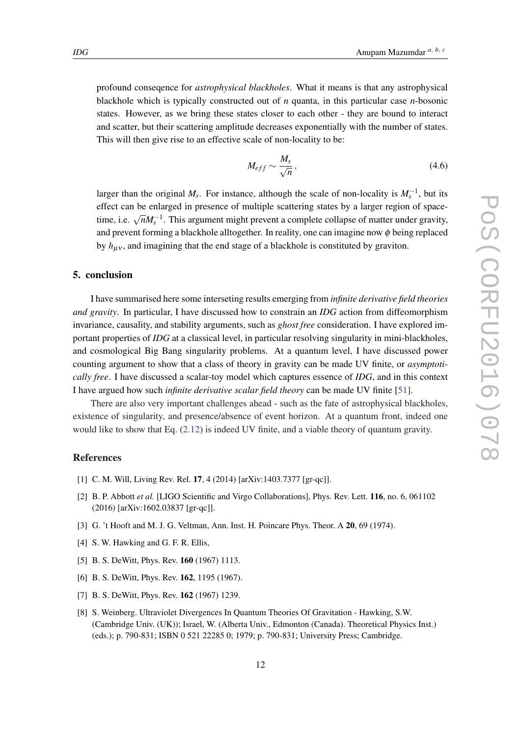profound conseqence for *astrophysical blackholes*. What it means is that any astrophysical blackhole which is typically constructed out of $n$ quanta, in this particular case $n$-bosonic states. However, as we bring these states closer to each other - they are bound to interact and scatter, but their scattering amplitude decreases exponentially with the number of states. This will then give rise to an effective scale of non-locality to be:

$$M_{eff} \sim \frac{M_s}{\sqrt{n}}, \tag{4.6}$$

larger than the original $M_s$. For instance, although the scale of non-locality is $M_s^{-1}$, but its effect can be enlarged in presence of multiple scattering states by a larger region of space-time, i.e. $\sqrt{n}M_s^{-1}$. This argument might prevent a complete collapse of matter under gravity, and prevent forming a blackhole alltogether. In reality, one can imagine now $\phi$ being replaced by $h_{\mu\nu}$, and imagining that the end stage of a blackhole is constituted by graviton.

## 5. conclusion

I have summarised here some interseting results emerging from *infinite derivative field theories and gravity*. In particular, I have discussed how to constrain an *IDG* action from diffeomorphism invariance, causality, and stability arguments, such as *ghost free* consideration. I have explored important properties of *IDG* at a classical level, in particular resolving singularity in mini-blackholes, and cosmological Big Bang singularity problems. At a quantum level, I have discussed power counting argument to show that a class of theory in gravity can be made UV finite, or *asymptotically free*. I have discussed a scalar-toy model which captures essence of *IDG*, and in this context I have argued how such *infinite derivative scalar field theory* can be made UV finite [51].

There are also very important challenges ahead - such as the fate of astrophysical blackholes, existence of singularity, and presence/absence of event horizon. At a quantum front, indeed one would like to show that Eq. (2.12) is indeed UV finite, and a viable theory of quantum gravity.

## References

[1] C. M. Will, Living Rev. Rel. **17**, 4 (2014) [arXiv:1403.7377 [gr-qc]].

[2] B. P. Abbott *et al.* [LIGO Scientific and Virgo Collaborations], Phys. Rev. Lett. **116**, no. 6, 061102 (2016) [arXiv:1602.03837 [gr-qc]].

[3] G. 't Hooft and M. J. G. Veltman, Ann. Inst. H. Poincare Phys. Theor. A **20**, 69 (1974).

[4] S. W. Hawking and G. F. R. Ellis,

[5] B. S. DeWitt, Phys. Rev. **160** (1967) 1113.

[6] B. S. DeWitt, Phys. Rev. **162**, 1195 (1967).

[7] B. S. DeWitt, Phys. Rev. **162** (1967) 1239.

[8] S. Weinberg. Ultraviolet Divergences In Quantum Theories Of Gravitation - Hawking, S.W. (Cambridge Univ. (UK)); Israel, W. (Alberta Univ., Edmonton (Canada). Theoretical Physics Inst.) (eds.); p. 790-831; ISBN 0 521 22285 0; 1979; p. 790-831; University Press; Cambridge.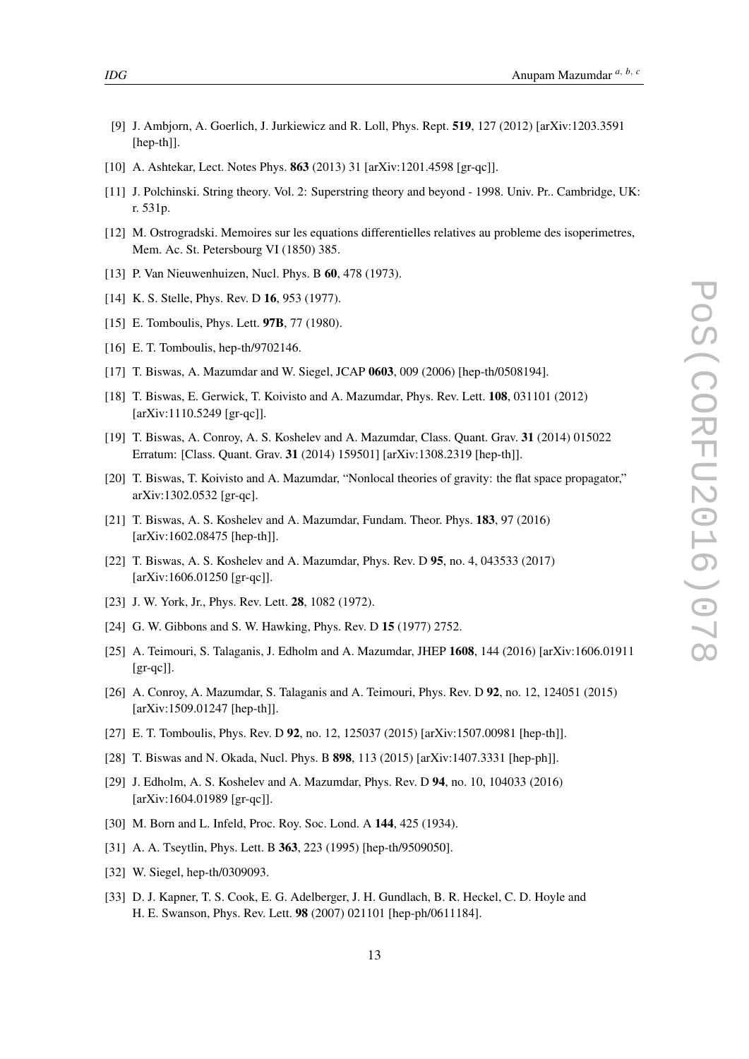[9] J. Ambjorn, A. Goerlich, J. Jurkiewicz and R. Loll, Phys. Rept. **519**, 127 (2012) [arXiv:1203.3591 [hep-th]].

[10] A. Ashtekar, Lect. Notes Phys. **863** (2013) 31 [arXiv:1201.4598 [gr-qc]].

[11] J. Polchinski. String theory. Vol. 2: Superstring theory and beyond - 1998. Univ. Pr.. Cambridge, UK: r. 531p.

[12] M. Ostrogradski. Memoires sur les equations differentielles relatives au probleme des isoperimetres, Mem. Ac. St. Petersbourg VI (1850) 385.

[13] P. Van Nieuwenhuizen, Nucl. Phys. B **60**, 478 (1973).

[14] K. S. Stelle, Phys. Rev. D **16**, 953 (1977).

[15] E. Tomboulis, Phys. Lett. **97B**, 77 (1980).

[16] E. T. Tomboulis, hep-th/9702146.

[17] T. Biswas, A. Mazumdar and W. Siegel, JCAP **0603**, 009 (2006) [hep-th/0508194].

[18] T. Biswas, E. Gerwick, T. Koivisto and A. Mazumdar, Phys. Rev. Lett. **108**, 031101 (2012) [arXiv:1110.5249 [gr-qc]].

[19] T. Biswas, A. Conroy, A. S. Koshelev and A. Mazumdar, Class. Quant. Grav. **31** (2014) 015022 Erratum: [Class. Quant. Grav. **31** (2014) 159501] [arXiv:1308.2319 [hep-th]].

[20] T. Biswas, T. Koivisto and A. Mazumdar, "Nonlocal theories of gravity: the flat space propagator," arXiv:1302.0532 [gr-qc].

[21] T. Biswas, A. S. Koshelev and A. Mazumdar, Fundam. Theor. Phys. **183**, 97 (2016) [arXiv:1602.08475 [hep-th]].

[22] T. Biswas, A. S. Koshelev and A. Mazumdar, Phys. Rev. D **95**, no. 4, 043533 (2017) [arXiv:1606.01250 [gr-qc]].

[23] J. W. York, Jr., Phys. Rev. Lett. **28**, 1082 (1972).

[24] G. W. Gibbons and S. W. Hawking, Phys. Rev. D **15** (1977) 2752.

[25] A. Teimouri, S. Talaganis, J. Edholm and A. Mazumdar, JHEP **1608**, 144 (2016) [arXiv:1606.01911 [gr-qc]].

[26] A. Conroy, A. Mazumdar, S. Talaganis and A. Teimouri, Phys. Rev. D **92**, no. 12, 124051 (2015) [arXiv:1509.01247 [hep-th]].

[27] E. T. Tomboulis, Phys. Rev. D **92**, no. 12, 125037 (2015) [arXiv:1507.00981 [hep-th]].

[28] T. Biswas and N. Okada, Nucl. Phys. B **898**, 113 (2015) [arXiv:1407.3331 [hep-ph]].

[29] J. Edholm, A. S. Koshelev and A. Mazumdar, Phys. Rev. D **94**, no. 10, 104033 (2016) [arXiv:1604.01989 [gr-qc]].

[30] M. Born and L. Infeld, Proc. Roy. Soc. Lond. A **144**, 425 (1934).

[31] A. A. Tseytlin, Phys. Lett. B **363**, 223 (1995) [hep-th/9509050].

[32] W. Siegel, hep-th/0309093.

[33] D. J. Kapner, T. S. Cook, E. G. Adelberger, J. H. Gundlach, B. R. Heckel, C. D. Hoyle and H. E. Swanson, Phys. Rev. Lett. **98** (2007) 021101 [hep-ph/0611184].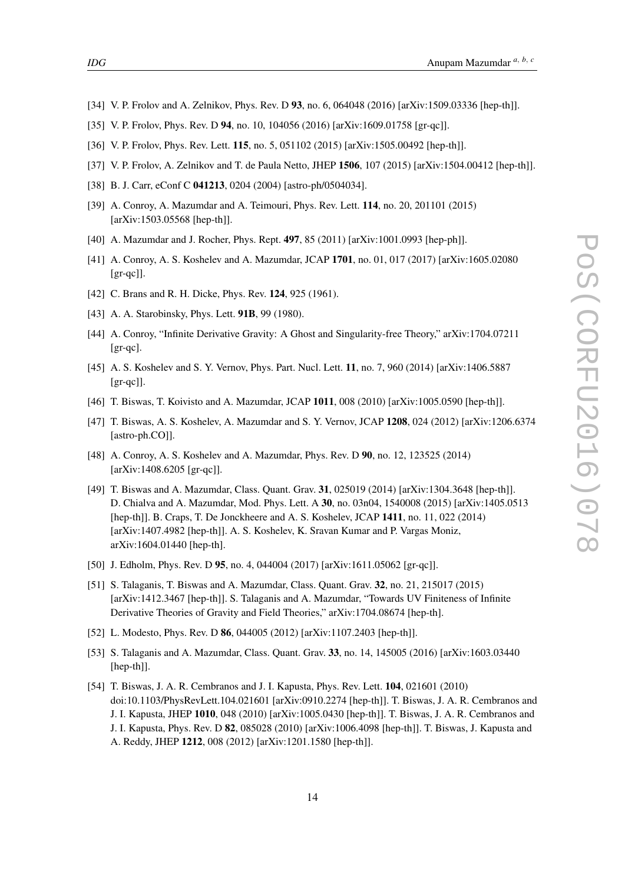[34] V. P. Frolov and A. Zelnikov, Phys. Rev. D **93**, no. 6, 064048 (2016) [arXiv:1509.03336 [hep-th]].

[35] V. P. Frolov, Phys. Rev. D **94**, no. 10, 104056 (2016) [arXiv:1609.01758 [gr-qc]].

[36] V. P. Frolov, Phys. Rev. Lett. **115**, no. 5, 051102 (2015) [arXiv:1505.00492 [hep-th]].

[37] V. P. Frolov, A. Zelnikov and T. de Paula Netto, JHEP **1506**, 107 (2015) [arXiv:1504.00412 [hep-th]].

[38] B. J. Carr, eConf C **041213**, 0204 (2004) [astro-ph/0504034].

[39] A. Conroy, A. Mazumdar and A. Teimouri, Phys. Rev. Lett. **114**, no. 20, 201101 (2015) [arXiv:1503.05568 [hep-th]].

[40] A. Mazumdar and J. Rocher, Phys. Rept. **497**, 85 (2011) [arXiv:1001.0993 [hep-ph]].

[41] A. Conroy, A. S. Koshelev and A. Mazumdar, JCAP **1701**, no. 01, 017 (2017) [arXiv:1605.02080 [gr-qc]].

[42] C. Brans and R. H. Dicke, Phys. Rev. **124**, 925 (1961).

[43] A. A. Starobinsky, Phys. Lett. **91B**, 99 (1980).

[44] A. Conroy, "Infinite Derivative Gravity: A Ghost and Singularity-free Theory," arXiv:1704.07211 [gr-qc].

[45] A. S. Koshelev and S. Y. Vernov, Phys. Part. Nucl. Lett. **11**, no. 7, 960 (2014) [arXiv:1406.5887 [gr-qc]].

[46] T. Biswas, T. Koivisto and A. Mazumdar, JCAP **1011**, 008 (2010) [arXiv:1005.0590 [hep-th]].

[47] T. Biswas, A. S. Koshelev, A. Mazumdar and S. Y. Vernov, JCAP **1208**, 024 (2012) [arXiv:1206.6374 [astro-ph.CO]].

[48] A. Conroy, A. S. Koshelev and A. Mazumdar, Phys. Rev. D **90**, no. 12, 123525 (2014) [arXiv:1408.6205 [gr-qc]].

[49] T. Biswas and A. Mazumdar, Class. Quant. Grav. **31**, 025019 (2014) [arXiv:1304.3648 [hep-th]]. D. Chialva and A. Mazumdar, Mod. Phys. Lett. A **30**, no. 03n04, 1540008 (2015) [arXiv:1405.0513 [hep-th]]. B. Craps, T. De Jonckheere and A. S. Koshelev, JCAP **1411**, no. 11, 022 (2014) [arXiv:1407.4982 [hep-th]]. A. S. Koshelev, K. Sravan Kumar and P. Vargas Moniz, arXiv:1604.01440 [hep-th].

[50] J. Edholm, Phys. Rev. D **95**, no. 4, 044004 (2017) [arXiv:1611.05062 [gr-qc]].

[51] S. Talaganis, T. Biswas and A. Mazumdar, Class. Quant. Grav. **32**, no. 21, 215017 (2015) [arXiv:1412.3467 [hep-th]]. S. Talaganis and A. Mazumdar, "Towards UV Finiteness of Infinite Derivative Theories of Gravity and Field Theories," arXiv:1704.08674 [hep-th].

[52] L. Modesto, Phys. Rev. D **86**, 044005 (2012) [arXiv:1107.2403 [hep-th]].

[53] S. Talaganis and A. Mazumdar, Class. Quant. Grav. **33**, no. 14, 145005 (2016) [arXiv:1603.03440 [hep-th]].

[54] T. Biswas, J. A. R. Cembranos and J. I. Kapusta, Phys. Rev. Lett. **104**, 021601 (2010) doi:10.1103/PhysRevLett.104.021601 [arXiv:0910.2274 [hep-th]]. T. Biswas, J. A. R. Cembranos and J. I. Kapusta, JHEP **1010**, 048 (2010) [arXiv:1005.0430 [hep-th]]. T. Biswas, J. A. R. Cembranos and J. I. Kapusta, Phys. Rev. D **82**, 085028 (2010) [arXiv:1006.4098 [hep-th]]. T. Biswas, J. Kapusta and A. Reddy, JHEP **1212**, 008 (2012) [arXiv:1201.1580 [hep-th]].